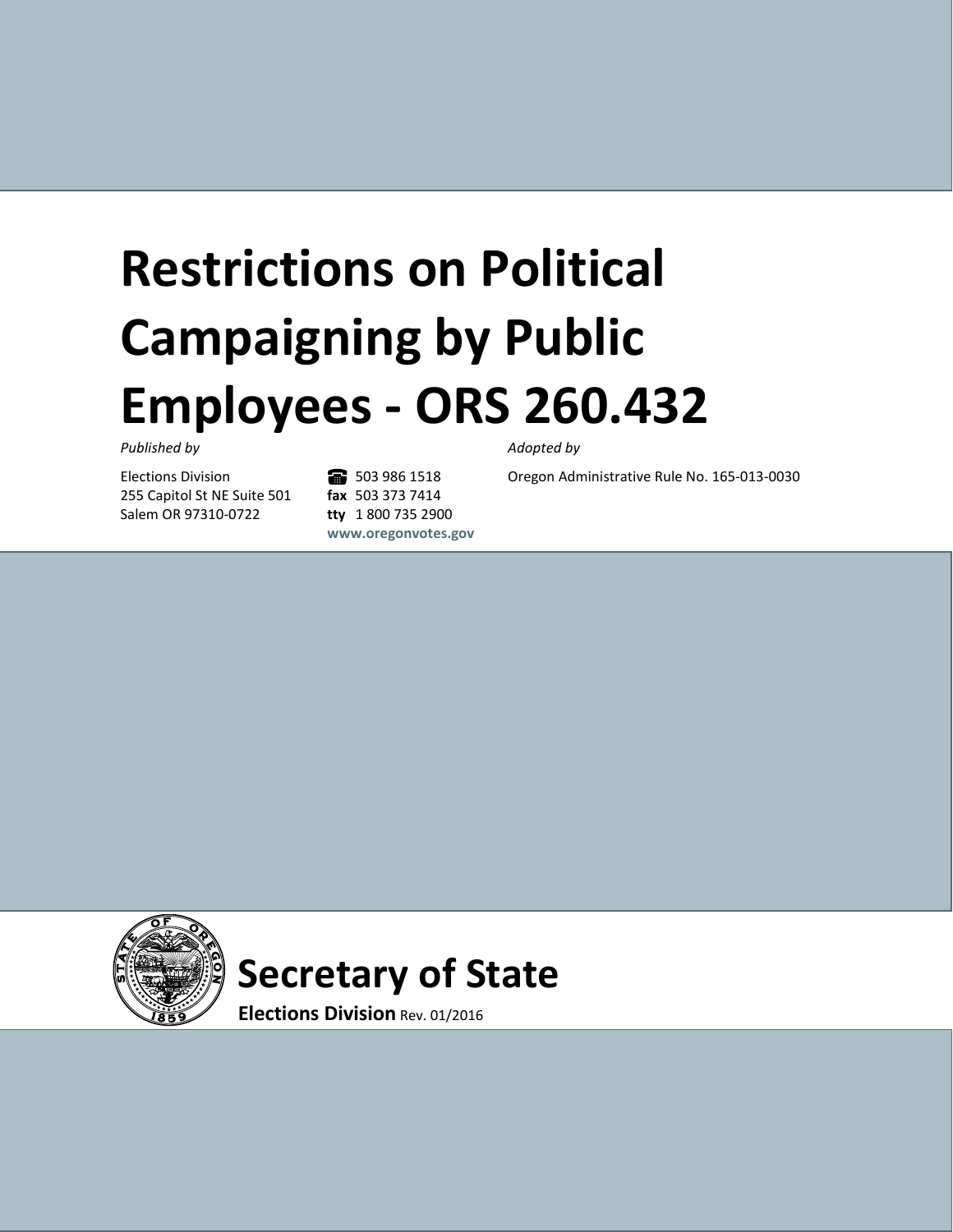# Restrictions on Political Campaigning by Public Employees - ORS 260.432

*Published by*

Elections Division
255 Capitol St NE Suite 501
Salem OR 97310-0722

503 986 1518
**fax** 503 373 7414
**tty** 1 800 735 2900
**www.oregonvotes.gov**

*Adopted by*

Oregon Administrative Rule No. 165-013-0030

## Secretary of State

**Elections Division** Rev. 01/2016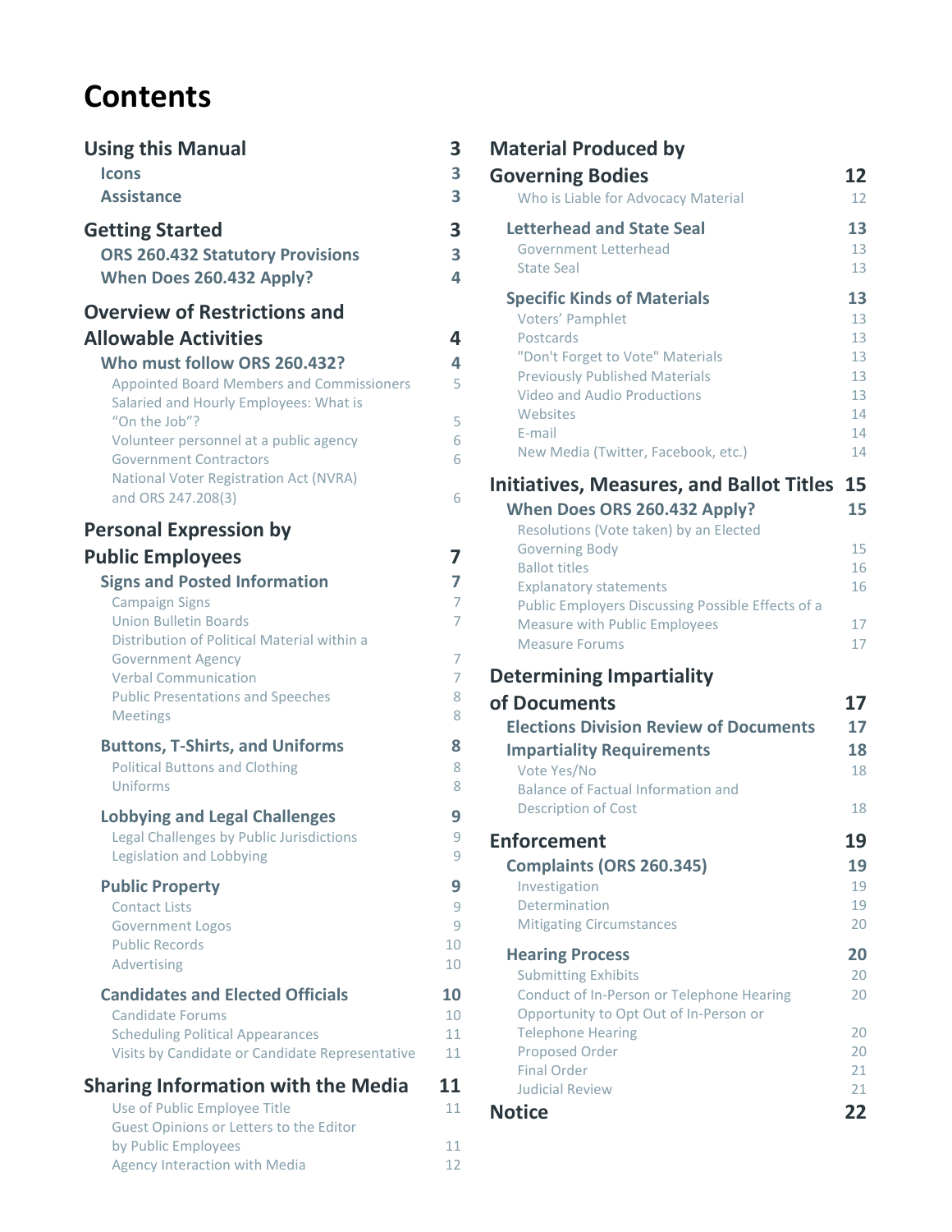# Contents

| | |
|---|---|
| **Using this Manual** | **3** |
| **Icons** | **3** |
| **Assistance** | **3** |
| **Getting Started** | **3** |
| **ORS 260.432 Statutory Provisions** | **3** |
| **When Does 260.432 Apply?** | **4** |
| **Overview of Restrictions and Allowable Activities** | **4** |
| **Who must follow ORS 260.432?** | **4** |
| Appointed Board Members and Commissioners | 5 |
| Salaried and Hourly Employees: What is "On the Job"? | 5 |
| Volunteer personnel at a public agency | 6 |
| Government Contractors | 6 |
| National Voter Registration Act (NVRA) and ORS 247.208(3) | 6 |
| **Personal Expression by Public Employees** | **7** |
| **Signs and Posted Information** | **7** |
| Campaign Signs | 7 |
| Union Bulletin Boards | 7 |
| Distribution of Political Material within a Government Agency | 7 |
| Verbal Communication | 7 |
| Public Presentations and Speeches | 8 |
| Meetings | 8 |
| **Buttons, T-Shirts, and Uniforms** | **8** |
| Political Buttons and Clothing | 8 |
| Uniforms | 8 |
| **Lobbying and Legal Challenges** | **9** |
| Legal Challenges by Public Jurisdictions | 9 |
| Legislation and Lobbying | 9 |
| **Public Property** | **9** |
| Contact Lists | 9 |
| Government Logos | 9 |
| Public Records | 10 |
| Advertising | 10 |
| **Candidates and Elected Officials** | **10** |
| Candidate Forums | 10 |
| Scheduling Political Appearances | 11 |
| Visits by Candidate or Candidate Representative | 11 |
| **Sharing Information with the Media** | **11** |
| Use of Public Employee Title | 11 |
| Guest Opinions or Letters to the Editor by Public Employees | 11 |
| Agency Interaction with Media | 12 |
| **Material Produced by Governing Bodies** | **12** |
| Who is Liable for Advocacy Material | 12 |
| **Letterhead and State Seal** | **13** |
| Government Letterhead | 13 |
| State Seal | 13 |
| **Specific Kinds of Materials** | **13** |
| Voters' Pamphlet | 13 |
| Postcards | 13 |
| "Don't Forget to Vote" Materials | 13 |
| Previously Published Materials | 13 |
| Video and Audio Productions | 13 |
| Websites | 14 |
| E-mail | 14 |
| New Media (Twitter, Facebook, etc.) | 14 |
| **Initiatives, Measures, and Ballot Titles** | **15** |
| **When Does ORS 260.432 Apply?** | **15** |
| Resolutions (Vote taken) by an Elected Governing Body | 15 |
| Ballot titles | 16 |
| Explanatory statements | 16 |
| Public Employers Discussing Possible Effects of a Measure with Public Employees | 17 |
| Measure Forums | 17 |
| **Determining Impartiality of Documents** | **17** |
| **Elections Division Review of Documents** | **17** |
| **Impartiality Requirements** | **18** |
| Vote Yes/No | 18 |
| Balance of Factual Information and Description of Cost | 18 |
| **Enforcement** | **19** |
| **Complaints (ORS 260.345)** | **19** |
| Investigation | 19 |
| Determination | 19 |
| Mitigating Circumstances | 20 |
| **Hearing Process** | **20** |
| Submitting Exhibits | 20 |
| Conduct of In-Person or Telephone Hearing | 20 |
| Opportunity to Opt Out of In-Person or Telephone Hearing | 20 |
| Proposed Order | 20 |
| Final Order | 21 |
| Judicial Review | 21 |
| **Notice** | **22** |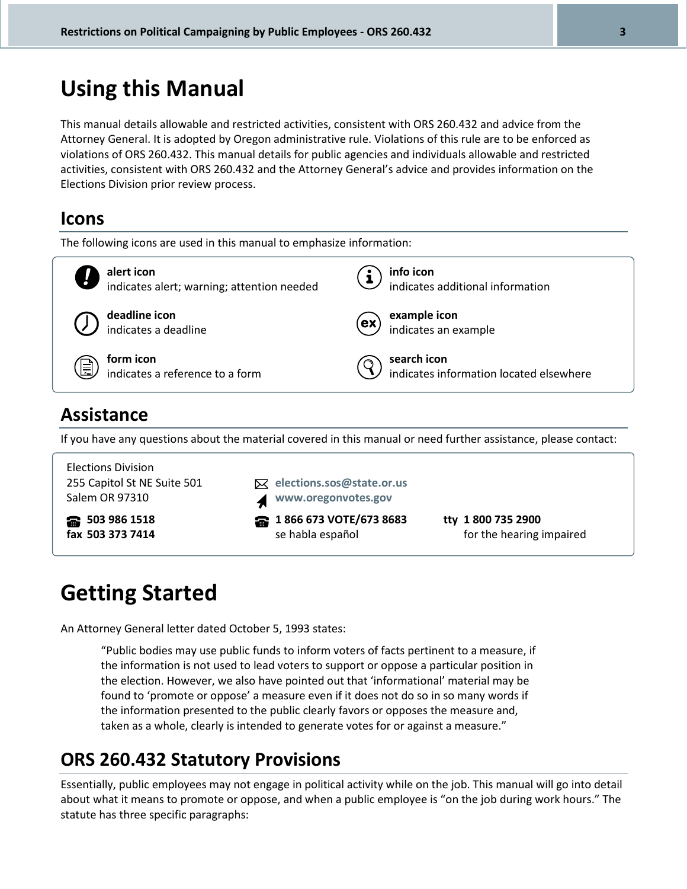# Using this Manual

This manual details allowable and restricted activities, consistent with ORS 260.432 and advice from the Attorney General. It is adopted by Oregon administrative rule. Violations of this rule are to be enforced as violations of ORS 260.432. This manual details for public agencies and individuals allowable and restricted activities, consistent with ORS 260.432 and the Attorney General's advice and provides information on the Elections Division prior review process.

## Icons

The following icons are used in this manual to emphasize information:

| | |
|---|---|
| **alert icon** indicates alert; warning; attention needed | **info icon** indicates additional information |
| **deadline icon** indicates a deadline | **example icon** indicates an example |
| **form icon** indicates a reference to a form | **search icon** indicates information located elsewhere |

## Assistance

If you have any questions about the material covered in this manual or need further assistance, please contact:

Elections Division
255 Capitol St NE Suite 501
Salem OR 97310

**elections.sos@state.or.us**
**www.oregonvotes.gov**

**503 986 1518**
**fax 503 373 7414**

**1 866 673 VOTE/673 8683**
se habla español

**tty 1 800 735 2900**
for the hearing impaired

# Getting Started

An Attorney General letter dated October 5, 1993 states:

> "Public bodies may use public funds to inform voters of facts pertinent to a measure, if the information is not used to lead voters to support or oppose a particular position in the election. However, we also have pointed out that 'informational' material may be found to 'promote or oppose' a measure even if it does not do so in so many words if the information presented to the public clearly favors or opposes the measure and, taken as a whole, clearly is intended to generate votes for or against a measure."

## ORS 260.432 Statutory Provisions

Essentially, public employees may not engage in political activity while on the job. This manual will go into detail about what it means to promote or oppose, and when a public employee is "on the job during work hours." The statute has three specific paragraphs: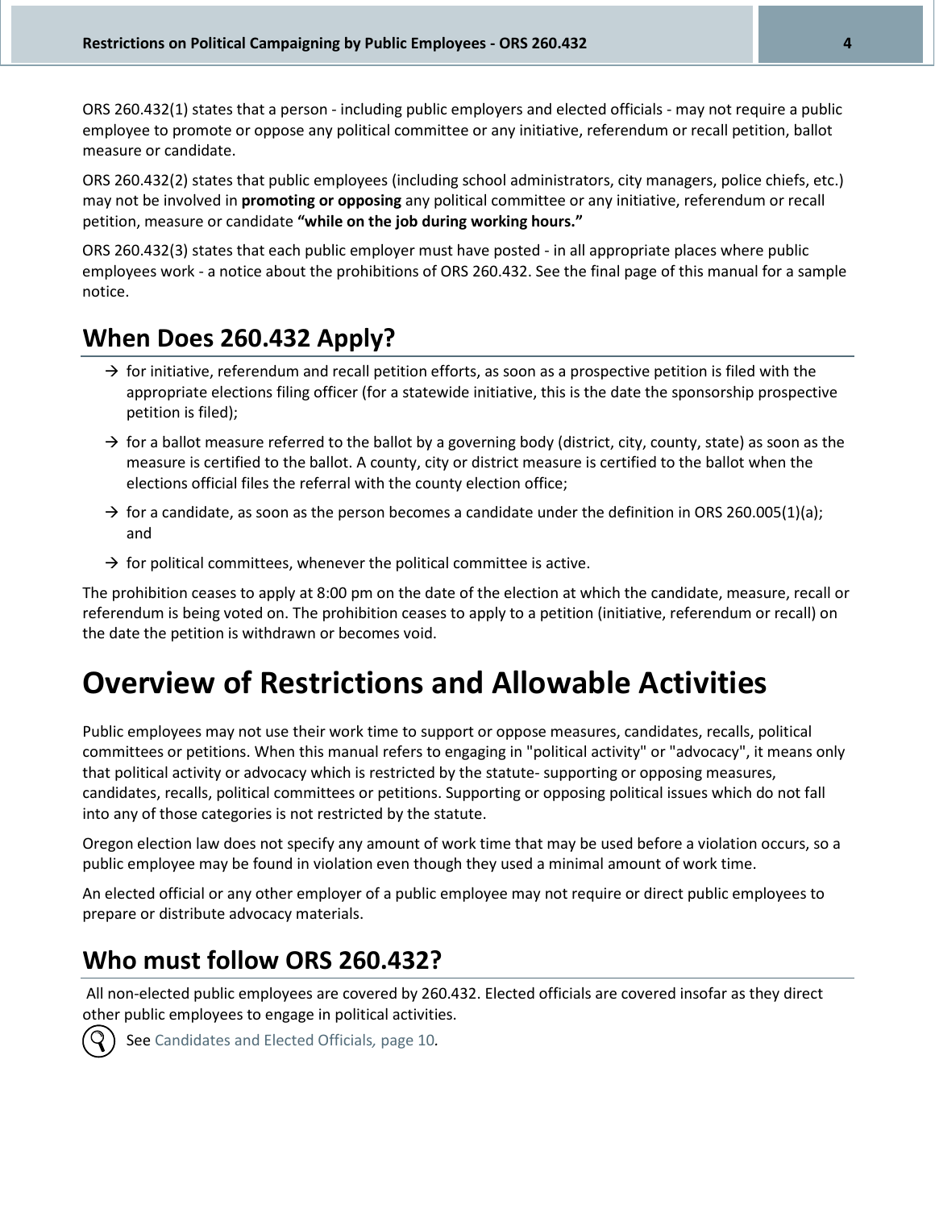ORS 260.432(1) states that a person - including public employers and elected officials - may not require a public employee to promote or oppose any political committee or any initiative, referendum or recall petition, ballot measure or candidate.

ORS 260.432(2) states that public employees (including school administrators, city managers, police chiefs, etc.) may not be involved in **promoting or opposing** any political committee or any initiative, referendum or recall petition, measure or candidate **"while on the job during working hours."**

ORS 260.432(3) states that each public employer must have posted - in all appropriate places where public employees work - a notice about the prohibitions of ORS 260.432. See the final page of this manual for a sample notice.

## When Does 260.432 Apply?

- → for initiative, referendum and recall petition efforts, as soon as a prospective petition is filed with the appropriate elections filing officer (for a statewide initiative, this is the date the sponsorship prospective petition is filed);
- → for a ballot measure referred to the ballot by a governing body (district, city, county, state) as soon as the measure is certified to the ballot. A county, city or district measure is certified to the ballot when the elections official files the referral with the county election office;
- → for a candidate, as soon as the person becomes a candidate under the definition in ORS 260.005(1)(a); and
- → for political committees, whenever the political committee is active.

The prohibition ceases to apply at 8:00 pm on the date of the election at which the candidate, measure, recall or referendum is being voted on. The prohibition ceases to apply to a petition (initiative, referendum or recall) on the date the petition is withdrawn or becomes void.

# Overview of Restrictions and Allowable Activities

Public employees may not use their work time to support or oppose measures, candidates, recalls, political committees or petitions. When this manual refers to engaging in "political activity" or "advocacy", it means only that political activity or advocacy which is restricted by the statute- supporting or opposing measures, candidates, recalls, political committees or petitions. Supporting or opposing political issues which do not fall into any of those categories is not restricted by the statute.

Oregon election law does not specify any amount of work time that may be used before a violation occurs, so a public employee may be found in violation even though they used a minimal amount of work time.

An elected official or any other employer of a public employee may not require or direct public employees to prepare or distribute advocacy materials.

## Who must follow ORS 260.432?

All non-elected public employees are covered by 260.432. Elected officials are covered insofar as they direct other public employees to engage in political activities.

See *Candidates and Elected Officials, page 10.*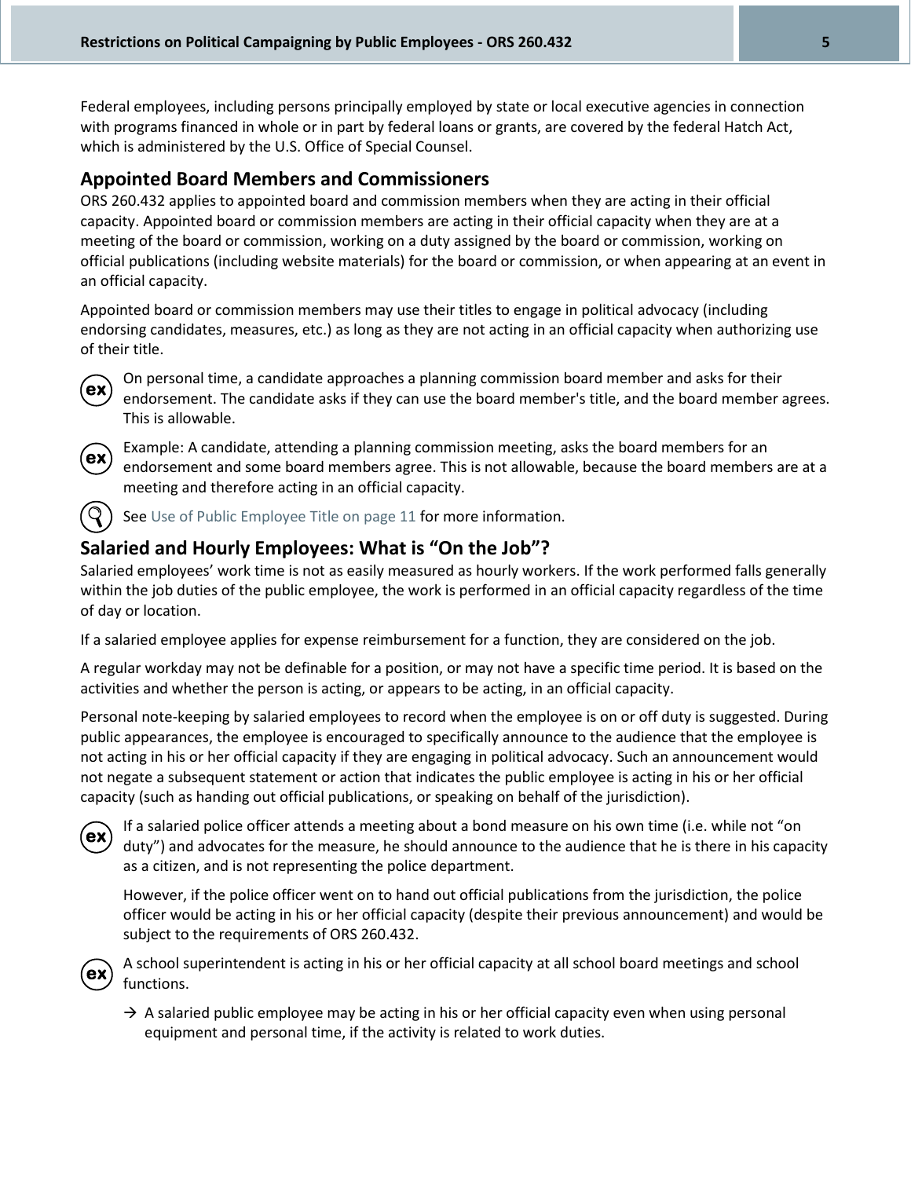Federal employees, including persons principally employed by state or local executive agencies in connection with programs financed in whole or in part by federal loans or grants, are covered by the federal Hatch Act, which is administered by the U.S. Office of Special Counsel.

## Appointed Board Members and Commissioners

ORS 260.432 applies to appointed board and commission members when they are acting in their official capacity. Appointed board or commission members are acting in their official capacity when they are at a meeting of the board or commission, working on a duty assigned by the board or commission, working on official publications (including website materials) for the board or commission, or when appearing at an event in an official capacity.

Appointed board or commission members may use their titles to engage in political advocacy (including endorsing candidates, measures, etc.) as long as they are not acting in an official capacity when authorizing use of their title.

On personal time, a candidate approaches a planning commission board member and asks for their endorsement. The candidate asks if they can use the board member's title, and the board member agrees. This is allowable.

Example: A candidate, attending a planning commission meeting, asks the board members for an endorsement and some board members agree. This is not allowable, because the board members are at a meeting and therefore acting in an official capacity.

See Use of Public Employee Title on page 11 for more information.

## Salaried and Hourly Employees: What is "On the Job"?

Salaried employees' work time is not as easily measured as hourly workers. If the work performed falls generally within the job duties of the public employee, the work is performed in an official capacity regardless of the time of day or location.

If a salaried employee applies for expense reimbursement for a function, they are considered on the job.

A regular workday may not be definable for a position, or may not have a specific time period. It is based on the activities and whether the person is acting, or appears to be acting, in an official capacity.

Personal note-keeping by salaried employees to record when the employee is on or off duty is suggested. During public appearances, the employee is encouraged to specifically announce to the audience that the employee is not acting in his or her official capacity if they are engaging in political advocacy. Such an announcement would not negate a subsequent statement or action that indicates the public employee is acting in his or her official capacity (such as handing out official publications, or speaking on behalf of the jurisdiction).

If a salaried police officer attends a meeting about a bond measure on his own time (i.e. while not "on duty") and advocates for the measure, he should announce to the audience that he is there in his capacity as a citizen, and is not representing the police department.

However, if the police officer went on to hand out official publications from the jurisdiction, the police officer would be acting in his or her official capacity (despite their previous announcement) and would be subject to the requirements of ORS 260.432.

A school superintendent is acting in his or her official capacity at all school board meetings and school functions.

- → A salaried public employee may be acting in his or her official capacity even when using personal equipment and personal time, if the activity is related to work duties.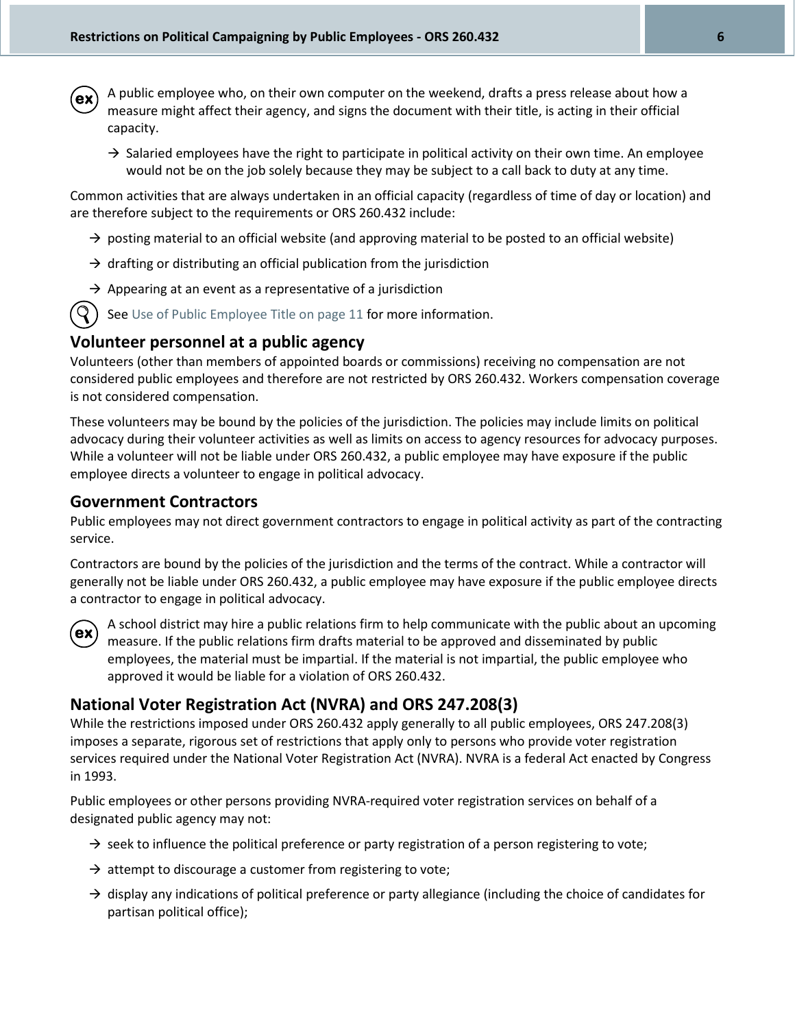(ex) A public employee who, on their own computer on the weekend, drafts a press release about how a measure might affect their agency, and signs the document with their title, is acting in their official capacity.

- → Salaried employees have the right to participate in political activity on their own time. An employee would not be on the job solely because they may be subject to a call back to duty at any time.

Common activities that are always undertaken in an official capacity (regardless of time of day or location) and are therefore subject to the requirements or ORS 260.432 include:

- → posting material to an official website (and approving material to be posted to an official website)
- → drafting or distributing an official publication from the jurisdiction
- → Appearing at an event as a representative of a jurisdiction

See Use of Public Employee Title on page 11 for more information.

## Volunteer personnel at a public agency

Volunteers (other than members of appointed boards or commissions) receiving no compensation are not considered public employees and therefore are not restricted by ORS 260.432. Workers compensation coverage is not considered compensation.

These volunteers may be bound by the policies of the jurisdiction. The policies may include limits on political advocacy during their volunteer activities as well as limits on access to agency resources for advocacy purposes. While a volunteer will not be liable under ORS 260.432, a public employee may have exposure if the public employee directs a volunteer to engage in political advocacy.

## Government Contractors

Public employees may not direct government contractors to engage in political activity as part of the contracting service.

Contractors are bound by the policies of the jurisdiction and the terms of the contract. While a contractor will generally not be liable under ORS 260.432, a public employee may have exposure if the public employee directs a contractor to engage in political advocacy.

(ex) A school district may hire a public relations firm to help communicate with the public about an upcoming measure. If the public relations firm drafts material to be approved and disseminated by public employees, the material must be impartial. If the material is not impartial, the public employee who approved it would be liable for a violation of ORS 260.432.

## National Voter Registration Act (NVRA) and ORS 247.208(3)

While the restrictions imposed under ORS 260.432 apply generally to all public employees, ORS 247.208(3) imposes a separate, rigorous set of restrictions that apply only to persons who provide voter registration services required under the National Voter Registration Act (NVRA). NVRA is a federal Act enacted by Congress in 1993.

Public employees or other persons providing NVRA-required voter registration services on behalf of a designated public agency may not:

- → seek to influence the political preference or party registration of a person registering to vote;
- → attempt to discourage a customer from registering to vote;
- → display any indications of political preference or party allegiance (including the choice of candidates for partisan political office);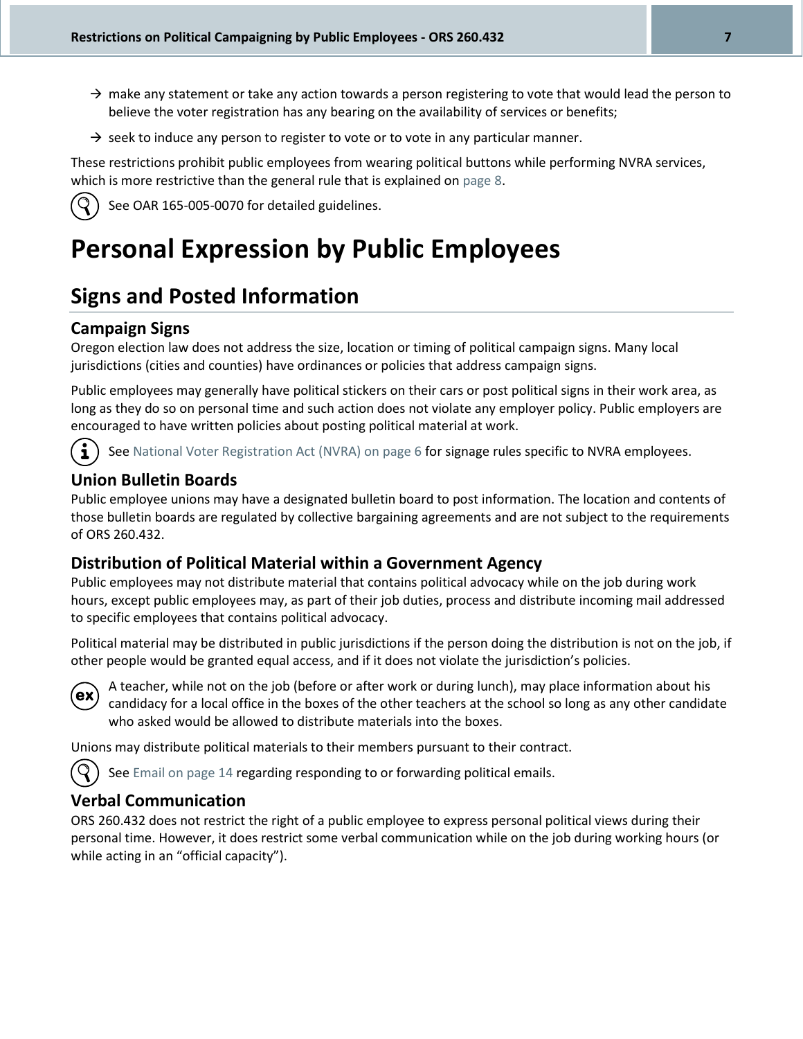→ make any statement or take any action towards a person registering to vote that would lead the person to believe the voter registration has any bearing on the availability of services or benefits;

→ seek to induce any person to register to vote or to vote in any particular manner.

These restrictions prohibit public employees from wearing political buttons while performing NVRA services, which is more restrictive than the general rule that is explained on page 8.

See OAR 165-005-0070 for detailed guidelines.

# Personal Expression by Public Employees

## Signs and Posted Information

### Campaign Signs

Oregon election law does not address the size, location or timing of political campaign signs. Many local jurisdictions (cities and counties) have ordinances or policies that address campaign signs.

Public employees may generally have political stickers on their cars or post political signs in their work area, as long as they do so on personal time and such action does not violate any employer policy. Public employers are encouraged to have written policies about posting political material at work.

See National Voter Registration Act (NVRA) on page 6 for signage rules specific to NVRA employees.

### Union Bulletin Boards

Public employee unions may have a designated bulletin board to post information. The location and contents of those bulletin boards are regulated by collective bargaining agreements and are not subject to the requirements of ORS 260.432.

### Distribution of Political Material within a Government Agency

Public employees may not distribute material that contains political advocacy while on the job during work hours, except public employees may, as part of their job duties, process and distribute incoming mail addressed to specific employees that contains political advocacy.

Political material may be distributed in public jurisdictions if the person doing the distribution is not on the job, if other people would be granted equal access, and if it does not violate the jurisdiction's policies.

A teacher, while not on the job (before or after work or during lunch), may place information about his candidacy for a local office in the boxes of the other teachers at the school so long as any other candidate who asked would be allowed to distribute materials into the boxes.

Unions may distribute political materials to their members pursuant to their contract.

See Email on page 14 regarding responding to or forwarding political emails.

### Verbal Communication

ORS 260.432 does not restrict the right of a public employee to express personal political views during their personal time. However, it does restrict some verbal communication while on the job during working hours (or while acting in an "official capacity").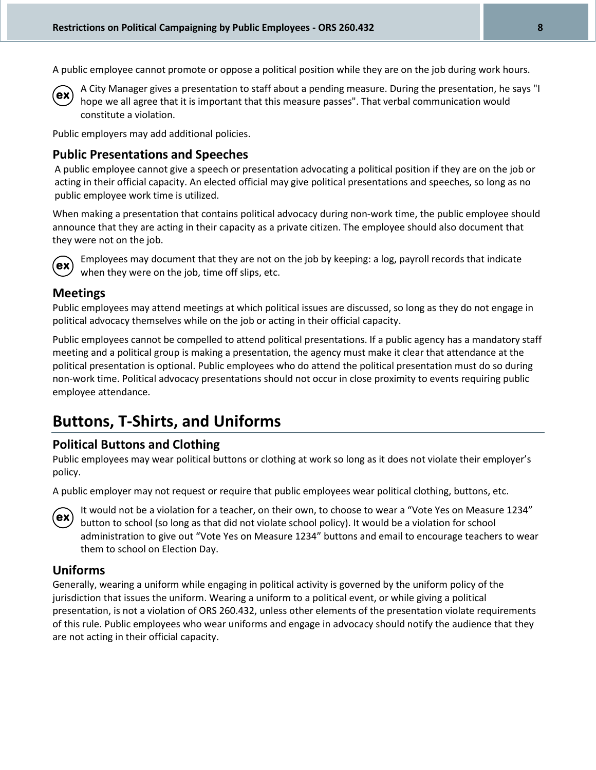A public employee cannot promote or oppose a political position while they are on the job during work hours.

(ex) A City Manager gives a presentation to staff about a pending measure. During the presentation, he says "I hope we all agree that it is important that this measure passes". That verbal communication would constitute a violation.

Public employers may add additional policies.

### Public Presentations and Speeches

A public employee cannot give a speech or presentation advocating a political position if they are on the job or acting in their official capacity. An elected official may give political presentations and speeches, so long as no public employee work time is utilized.

When making a presentation that contains political advocacy during non-work time, the public employee should announce that they are acting in their capacity as a private citizen. The employee should also document that they were not on the job.

(ex) Employees may document that they are not on the job by keeping: a log, payroll records that indicate when they were on the job, time off slips, etc.

### Meetings

Public employees may attend meetings at which political issues are discussed, so long as they do not engage in political advocacy themselves while on the job or acting in their official capacity.

Public employees cannot be compelled to attend political presentations. If a public agency has a mandatory staff meeting and a political group is making a presentation, the agency must make it clear that attendance at the political presentation is optional. Public employees who do attend the political presentation must do so during non-work time. Political advocacy presentations should not occur in close proximity to events requiring public employee attendance.

## Buttons, T-Shirts, and Uniforms

### Political Buttons and Clothing

Public employees may wear political buttons or clothing at work so long as it does not violate their employer's policy.

A public employer may not request or require that public employees wear political clothing, buttons, etc.

(ex) It would not be a violation for a teacher, on their own, to choose to wear a "Vote Yes on Measure 1234" button to school (so long as that did not violate school policy). It would be a violation for school administration to give out "Vote Yes on Measure 1234" buttons and email to encourage teachers to wear them to school on Election Day.

### Uniforms

Generally, wearing a uniform while engaging in political activity is governed by the uniform policy of the jurisdiction that issues the uniform. Wearing a uniform to a political event, or while giving a political presentation, is not a violation of ORS 260.432, unless other elements of the presentation violate requirements of this rule. Public employees who wear uniforms and engage in advocacy should notify the audience that they are not acting in their official capacity.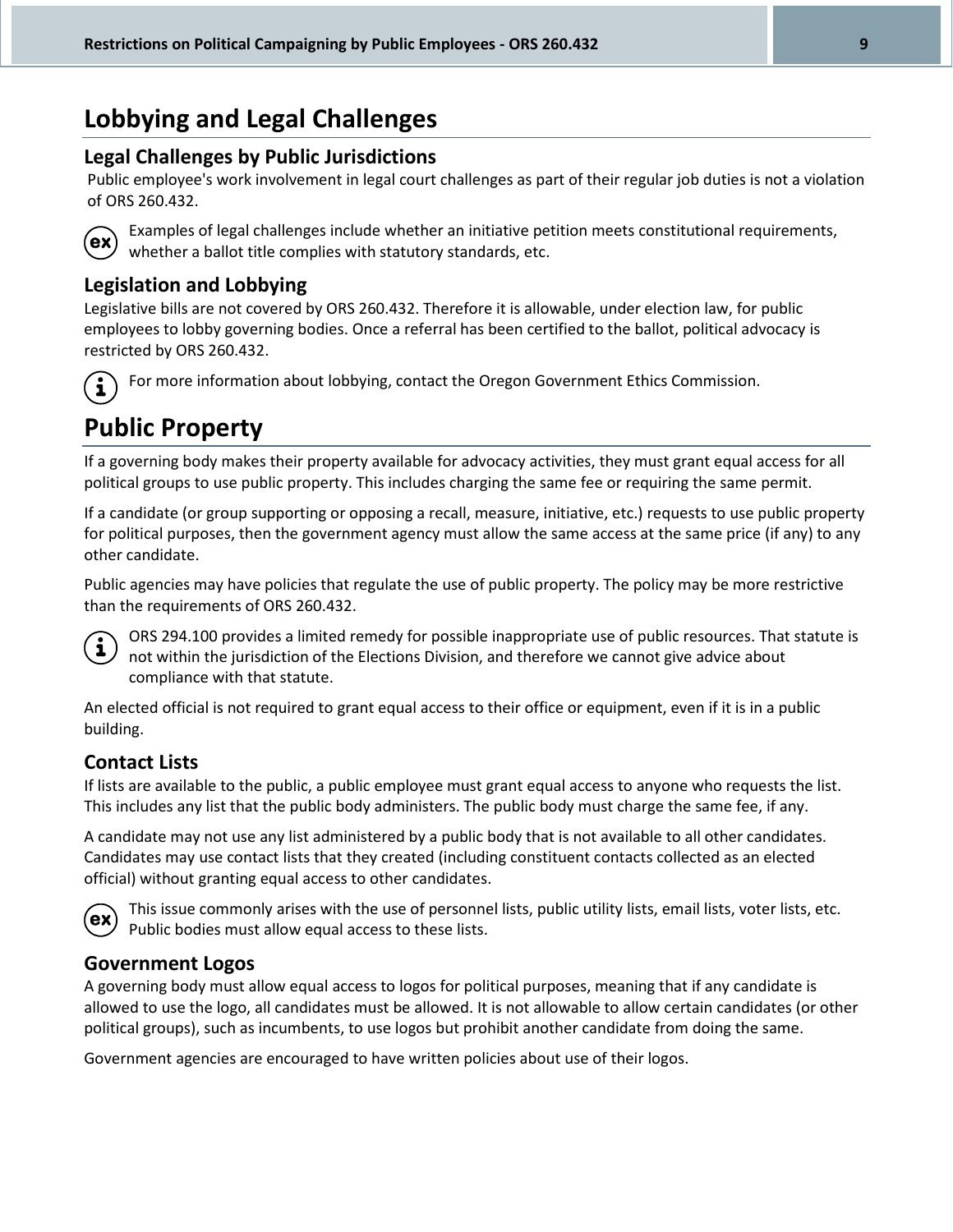# Lobbying and Legal Challenges

## Legal Challenges by Public Jurisdictions

Public employee's work involvement in legal court challenges as part of their regular job duties is not a violation of ORS 260.432.

ex Examples of legal challenges include whether an initiative petition meets constitutional requirements, whether a ballot title complies with statutory standards, etc.

## Legislation and Lobbying

Legislative bills are not covered by ORS 260.432. Therefore it is allowable, under election law, for public employees to lobby governing bodies. Once a referral has been certified to the ballot, political advocacy is restricted by ORS 260.432.

i For more information about lobbying, contact the Oregon Government Ethics Commission.

# Public Property

If a governing body makes their property available for advocacy activities, they must grant equal access for all political groups to use public property. This includes charging the same fee or requiring the same permit.

If a candidate (or group supporting or opposing a recall, measure, initiative, etc.) requests to use public property for political purposes, then the government agency must allow the same access at the same price (if any) to any other candidate.

Public agencies may have policies that regulate the use of public property. The policy may be more restrictive than the requirements of ORS 260.432.

i ORS 294.100 provides a limited remedy for possible inappropriate use of public resources. That statute is not within the jurisdiction of the Elections Division, and therefore we cannot give advice about compliance with that statute.

An elected official is not required to grant equal access to their office or equipment, even if it is in a public building.

## Contact Lists

If lists are available to the public, a public employee must grant equal access to anyone who requests the list. This includes any list that the public body administers. The public body must charge the same fee, if any.

A candidate may not use any list administered by a public body that is not available to all other candidates. Candidates may use contact lists that they created (including constituent contacts collected as an elected official) without granting equal access to other candidates.

ex This issue commonly arises with the use of personnel lists, public utility lists, email lists, voter lists, etc. Public bodies must allow equal access to these lists.

## Government Logos

A governing body must allow equal access to logos for political purposes, meaning that if any candidate is allowed to use the logo, all candidates must be allowed. It is not allowable to allow certain candidates (or other political groups), such as incumbents, to use logos but prohibit another candidate from doing the same.

Government agencies are encouraged to have written policies about use of their logos.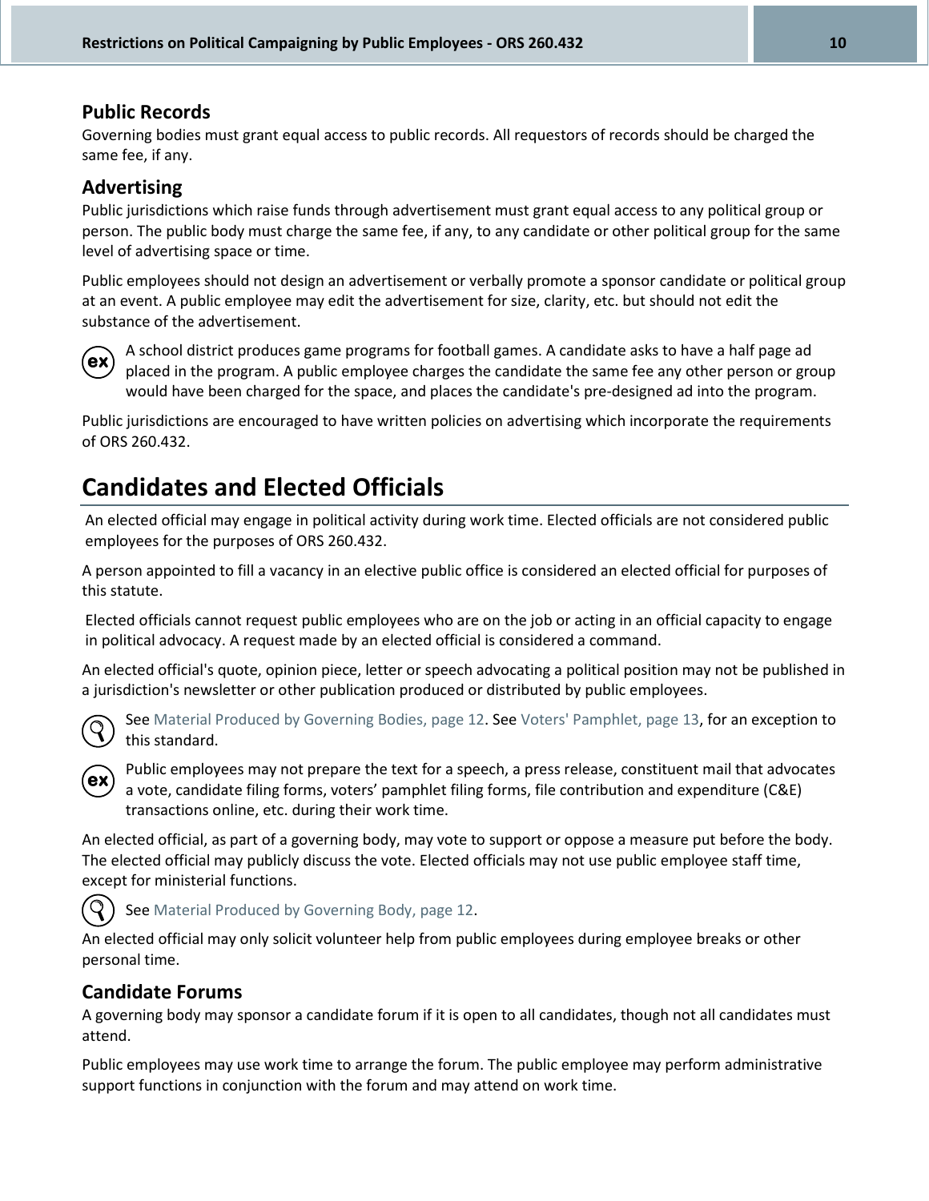### Public Records

Governing bodies must grant equal access to public records. All requestors of records should be charged the same fee, if any.

### Advertising

Public jurisdictions which raise funds through advertisement must grant equal access to any political group or person. The public body must charge the same fee, if any, to any candidate or other political group for the same level of advertising space or time.

Public employees should not design an advertisement or verbally promote a sponsor candidate or political group at an event. A public employee may edit the advertisement for size, clarity, etc. but should not edit the substance of the advertisement.

A school district produces game programs for football games. A candidate asks to have a half page ad placed in the program. A public employee charges the candidate the same fee any other person or group would have been charged for the space, and places the candidate's pre-designed ad into the program.

Public jurisdictions are encouraged to have written policies on advertising which incorporate the requirements of ORS 260.432.

## Candidates and Elected Officials

An elected official may engage in political activity during work time. Elected officials are not considered public employees for the purposes of ORS 260.432.

A person appointed to fill a vacancy in an elective public office is considered an elected official for purposes of this statute.

Elected officials cannot request public employees who are on the job or acting in an official capacity to engage in political advocacy. A request made by an elected official is considered a command.

An elected official's quote, opinion piece, letter or speech advocating a political position may not be published in a jurisdiction's newsletter or other publication produced or distributed by public employees.

See Material Produced by Governing Bodies, page 12. See Voters' Pamphlet, page 13, for an exception to this standard.

Public employees may not prepare the text for a speech, a press release, constituent mail that advocates a vote, candidate filing forms, voters' pamphlet filing forms, file contribution and expenditure (C&E) transactions online, etc. during their work time.

An elected official, as part of a governing body, may vote to support or oppose a measure put before the body. The elected official may publicly discuss the vote. Elected officials may not use public employee staff time, except for ministerial functions.

See Material Produced by Governing Body, page 12.

An elected official may only solicit volunteer help from public employees during employee breaks or other personal time.

### Candidate Forums

A governing body may sponsor a candidate forum if it is open to all candidates, though not all candidates must attend.

Public employees may use work time to arrange the forum. The public employee may perform administrative support functions in conjunction with the forum and may attend on work time.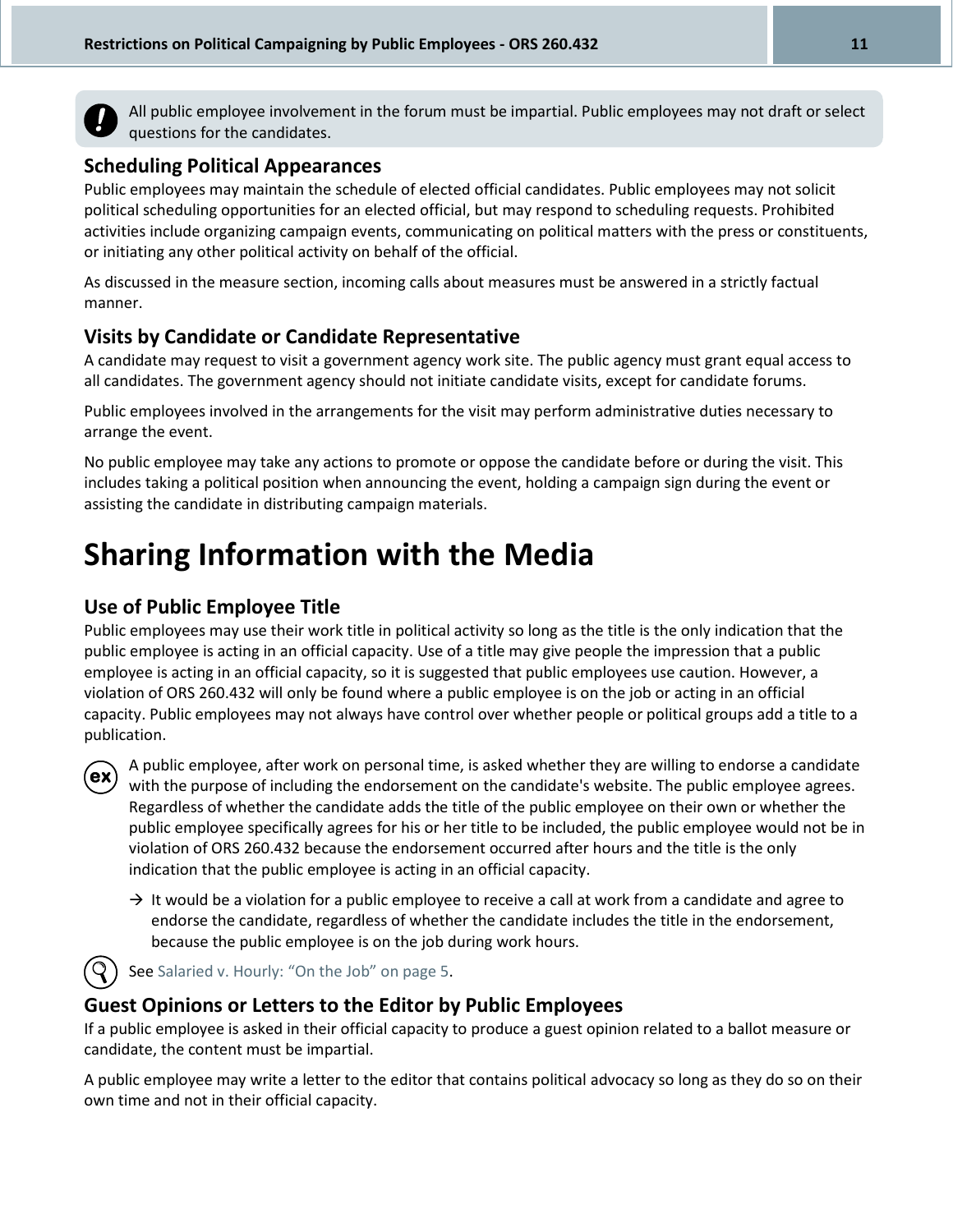All public employee involvement in the forum must be impartial. Public employees may not draft or select questions for the candidates.

### Scheduling Political Appearances

Public employees may maintain the schedule of elected official candidates. Public employees may not solicit political scheduling opportunities for an elected official, but may respond to scheduling requests. Prohibited activities include organizing campaign events, communicating on political matters with the press or constituents, or initiating any other political activity on behalf of the official.

As discussed in the measure section, incoming calls about measures must be answered in a strictly factual manner.

### Visits by Candidate or Candidate Representative

A candidate may request to visit a government agency work site. The public agency must grant equal access to all candidates. The government agency should not initiate candidate visits, except for candidate forums.

Public employees involved in the arrangements for the visit may perform administrative duties necessary to arrange the event.

No public employee may take any actions to promote or oppose the candidate before or during the visit. This includes taking a political position when announcing the event, holding a campaign sign during the event or assisting the candidate in distributing campaign materials.

## Sharing Information with the Media

### Use of Public Employee Title

Public employees may use their work title in political activity so long as the title is the only indication that the public employee is acting in an official capacity. Use of a title may give people the impression that a public employee is acting in an official capacity, so it is suggested that public employees use caution. However, a violation of ORS 260.432 will only be found where a public employee is on the job or acting in an official capacity. Public employees may not always have control over whether people or political groups add a title to a publication.

A public employee, after work on personal time, is asked whether they are willing to endorse a candidate with the purpose of including the endorsement on the candidate's website. The public employee agrees. Regardless of whether the candidate adds the title of the public employee on their own or whether the public employee specifically agrees for his or her title to be included, the public employee would not be in violation of ORS 260.432 because the endorsement occurred after hours and the title is the only indication that the public employee is acting in an official capacity.

→ It would be a violation for a public employee to receive a call at work from a candidate and agree to endorse the candidate, regardless of whether the candidate includes the title in the endorsement, because the public employee is on the job during work hours.

See Salaried v. Hourly: "On the Job" on page 5.

### Guest Opinions or Letters to the Editor by Public Employees

If a public employee is asked in their official capacity to produce a guest opinion related to a ballot measure or candidate, the content must be impartial.

A public employee may write a letter to the editor that contains political advocacy so long as they do so on their own time and not in their official capacity.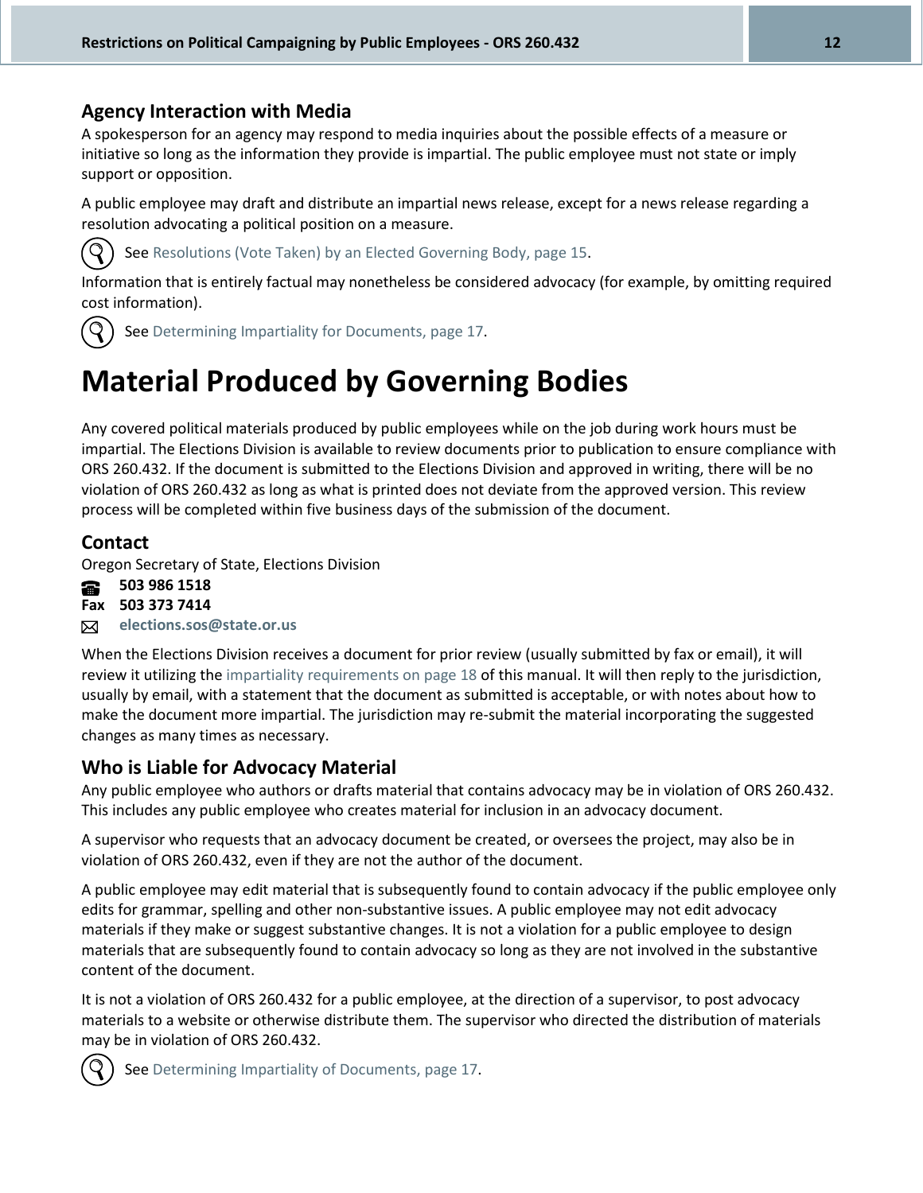### Agency Interaction with Media

A spokesperson for an agency may respond to media inquiries about the possible effects of a measure or initiative so long as the information they provide is impartial. The public employee must not state or imply support or opposition.

A public employee may draft and distribute an impartial news release, except for a news release regarding a resolution advocating a political position on a measure.

See Resolutions (Vote Taken) by an Elected Governing Body, page 15.

Information that is entirely factual may nonetheless be considered advocacy (for example, by omitting required cost information).

See Determining Impartiality for Documents, page 17.

# Material Produced by Governing Bodies

Any covered political materials produced by public employees while on the job during work hours must be impartial. The Elections Division is available to review documents prior to publication to ensure compliance with ORS 260.432. If the document is submitted to the Elections Division and approved in writing, there will be no violation of ORS 260.432 as long as what is printed does not deviate from the approved version. This review process will be completed within five business days of the submission of the document.

### Contact

Oregon Secretary of State, Elections Division

**503 986 1518**

**Fax 503 373 7414**

**elections.sos@state.or.us**

When the Elections Division receives a document for prior review (usually submitted by fax or email), it will review it utilizing the impartiality requirements on page 18 of this manual. It will then reply to the jurisdiction, usually by email, with a statement that the document as submitted is acceptable, or with notes about how to make the document more impartial. The jurisdiction may re-submit the material incorporating the suggested changes as many times as necessary.

### Who is Liable for Advocacy Material

Any public employee who authors or drafts material that contains advocacy may be in violation of ORS 260.432. This includes any public employee who creates material for inclusion in an advocacy document.

A supervisor who requests that an advocacy document be created, or oversees the project, may also be in violation of ORS 260.432, even if they are not the author of the document.

A public employee may edit material that is subsequently found to contain advocacy if the public employee only edits for grammar, spelling and other non-substantive issues. A public employee may not edit advocacy materials if they make or suggest substantive changes. It is not a violation for a public employee to design materials that are subsequently found to contain advocacy so long as they are not involved in the substantive content of the document.

It is not a violation of ORS 260.432 for a public employee, at the direction of a supervisor, to post advocacy materials to a website or otherwise distribute them. The supervisor who directed the distribution of materials may be in violation of ORS 260.432.

See Determining Impartiality of Documents, page 17.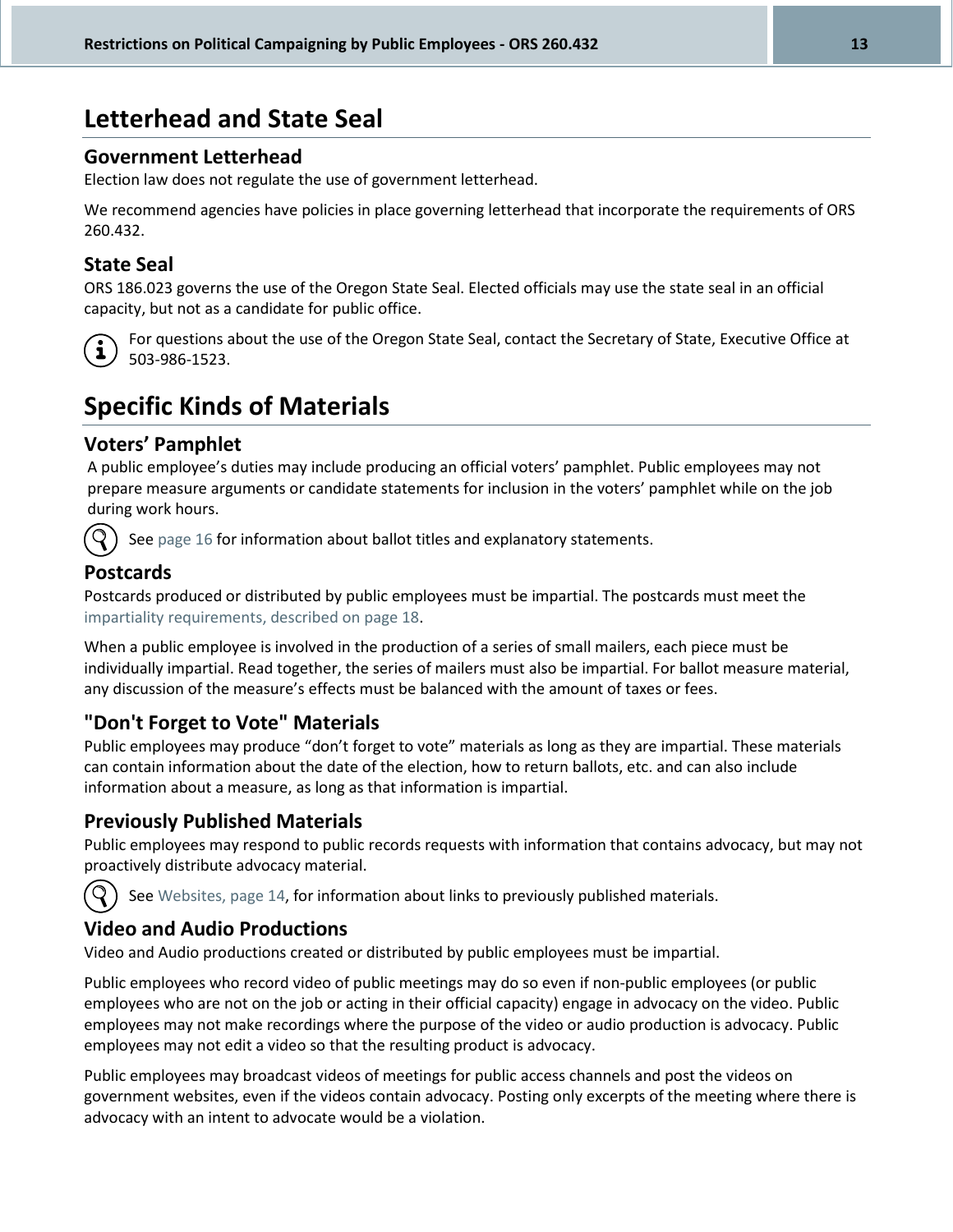# Letterhead and State Seal

## Government Letterhead

Election law does not regulate the use of government letterhead.

We recommend agencies have policies in place governing letterhead that incorporate the requirements of ORS 260.432.

## State Seal

ORS 186.023 governs the use of the Oregon State Seal. Elected officials may use the state seal in an official capacity, but not as a candidate for public office.

For questions about the use of the Oregon State Seal, contact the Secretary of State, Executive Office at 503-986-1523.

# Specific Kinds of Materials

## Voters' Pamphlet

A public employee's duties may include producing an official voters' pamphlet. Public employees may not prepare measure arguments or candidate statements for inclusion in the voters' pamphlet while on the job during work hours.

See page 16 for information about ballot titles and explanatory statements.

## Postcards

Postcards produced or distributed by public employees must be impartial. The postcards must meet the impartiality requirements, described on page 18.

When a public employee is involved in the production of a series of small mailers, each piece must be individually impartial. Read together, the series of mailers must also be impartial. For ballot measure material, any discussion of the measure's effects must be balanced with the amount of taxes or fees.

## "Don't Forget to Vote" Materials

Public employees may produce "don't forget to vote" materials as long as they are impartial. These materials can contain information about the date of the election, how to return ballots, etc. and can also include information about a measure, as long as that information is impartial.

## Previously Published Materials

Public employees may respond to public records requests with information that contains advocacy, but may not proactively distribute advocacy material.

See Websites, page 14, for information about links to previously published materials.

## Video and Audio Productions

Video and Audio productions created or distributed by public employees must be impartial.

Public employees who record video of public meetings may do so even if non-public employees (or public employees who are not on the job or acting in their official capacity) engage in advocacy on the video. Public employees may not make recordings where the purpose of the video or audio production is advocacy. Public employees may not edit a video so that the resulting product is advocacy.

Public employees may broadcast videos of meetings for public access channels and post the videos on government websites, even if the videos contain advocacy. Posting only excerpts of the meeting where there is advocacy with an intent to advocate would be a violation.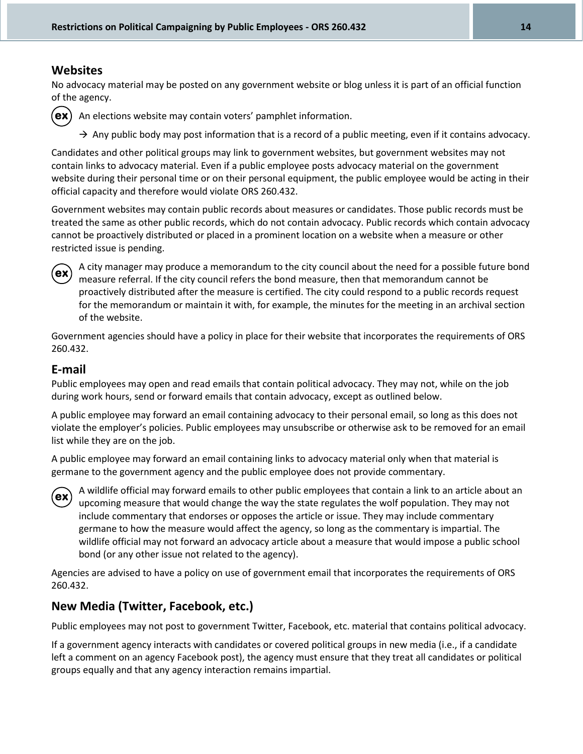## Websites

No advocacy material may be posted on any government website or blog unless it is part of an official function of the agency.

(ex) An elections website may contain voters' pamphlet information.

→ Any public body may post information that is a record of a public meeting, even if it contains advocacy.

Candidates and other political groups may link to government websites, but government websites may not contain links to advocacy material. Even if a public employee posts advocacy material on the government website during their personal time or on their personal equipment, the public employee would be acting in their official capacity and therefore would violate ORS 260.432.

Government websites may contain public records about measures or candidates. Those public records must be treated the same as other public records, which do not contain advocacy. Public records which contain advocacy cannot be proactively distributed or placed in a prominent location on a website when a measure or other restricted issue is pending.

(ex) A city manager may produce a memorandum to the city council about the need for a possible future bond measure referral. If the city council refers the bond measure, then that memorandum cannot be proactively distributed after the measure is certified. The city could respond to a public records request for the memorandum or maintain it with, for example, the minutes for the meeting in an archival section of the website.

Government agencies should have a policy in place for their website that incorporates the requirements of ORS 260.432.

## E-mail

Public employees may open and read emails that contain political advocacy. They may not, while on the job during work hours, send or forward emails that contain advocacy, except as outlined below.

A public employee may forward an email containing advocacy to their personal email, so long as this does not violate the employer's policies. Public employees may unsubscribe or otherwise ask to be removed for an email list while they are on the job.

A public employee may forward an email containing links to advocacy material only when that material is germane to the government agency and the public employee does not provide commentary.

(ex) A wildlife official may forward emails to other public employees that contain a link to an article about an upcoming measure that would change the way the state regulates the wolf population. They may not include commentary that endorses or opposes the article or issue. They may include commentary germane to how the measure would affect the agency, so long as the commentary is impartial. The wildlife official may not forward an advocacy article about a measure that would impose a public school bond (or any other issue not related to the agency).

Agencies are advised to have a policy on use of government email that incorporates the requirements of ORS 260.432.

## New Media (Twitter, Facebook, etc.)

Public employees may not post to government Twitter, Facebook, etc. material that contains political advocacy.

If a government agency interacts with candidates or covered political groups in new media (i.e., if a candidate left a comment on an agency Facebook post), the agency must ensure that they treat all candidates or political groups equally and that any agency interaction remains impartial.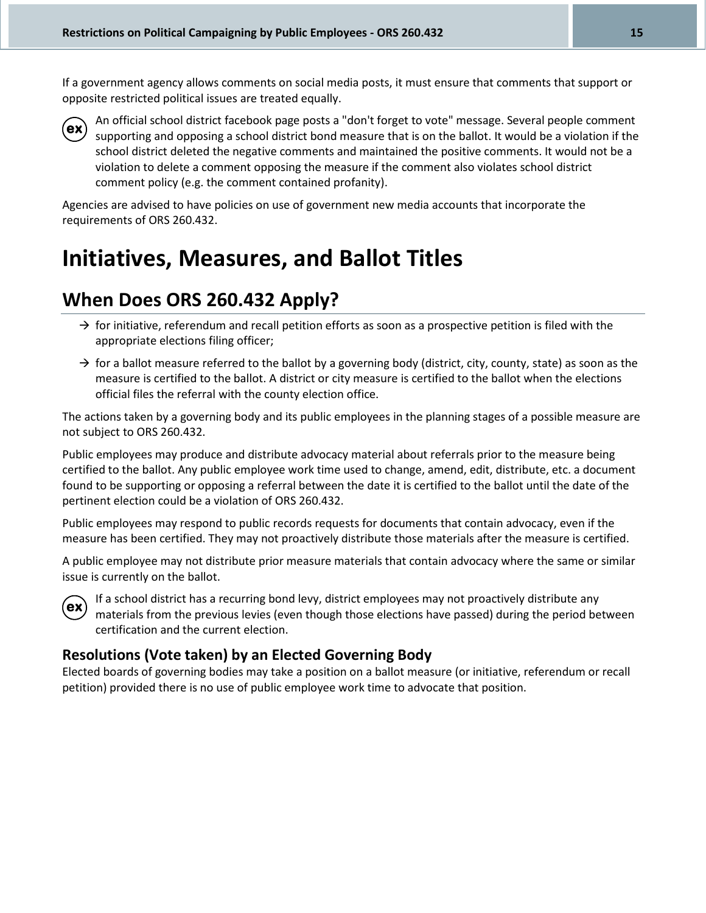If a government agency allows comments on social media posts, it must ensure that comments that support or opposite restricted political issues are treated equally.

ex An official school district facebook page posts a "don't forget to vote" message. Several people comment supporting and opposing a school district bond measure that is on the ballot. It would be a violation if the school district deleted the negative comments and maintained the positive comments. It would not be a violation to delete a comment opposing the measure if the comment also violates school district comment policy (e.g. the comment contained profanity).

Agencies are advised to have policies on use of government new media accounts that incorporate the requirements of ORS 260.432.

# Initiatives, Measures, and Ballot Titles

## When Does ORS 260.432 Apply?

→ for initiative, referendum and recall petition efforts as soon as a prospective petition is filed with the appropriate elections filing officer;

→ for a ballot measure referred to the ballot by a governing body (district, city, county, state) as soon as the measure is certified to the ballot. A district or city measure is certified to the ballot when the elections official files the referral with the county election office.

The actions taken by a governing body and its public employees in the planning stages of a possible measure are not subject to ORS 260.432.

Public employees may produce and distribute advocacy material about referrals prior to the measure being certified to the ballot. Any public employee work time used to change, amend, edit, distribute, etc. a document found to be supporting or opposing a referral between the date it is certified to the ballot until the date of the pertinent election could be a violation of ORS 260.432.

Public employees may respond to public records requests for documents that contain advocacy, even if the measure has been certified. They may not proactively distribute those materials after the measure is certified.

A public employee may not distribute prior measure materials that contain advocacy where the same or similar issue is currently on the ballot.

ex If a school district has a recurring bond levy, district employees may not proactively distribute any materials from the previous levies (even though those elections have passed) during the period between certification and the current election.

### Resolutions (Vote taken) by an Elected Governing Body

Elected boards of governing bodies may take a position on a ballot measure (or initiative, referendum or recall petition) provided there is no use of public employee work time to advocate that position.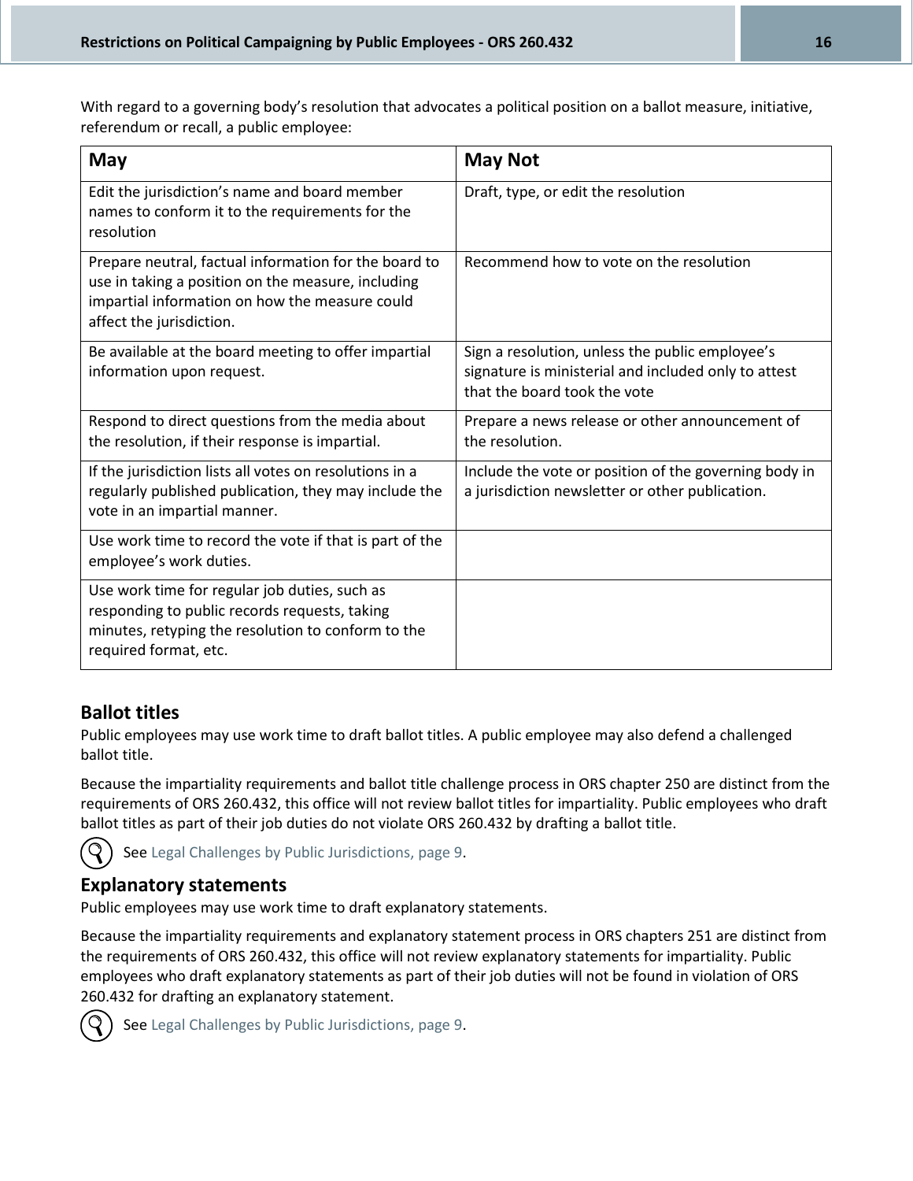With regard to a governing body's resolution that advocates a political position on a ballot measure, initiative, referendum or recall, a public employee:

| May | May Not |
|---|---|
| Edit the jurisdiction's name and board member names to conform it to the requirements for the resolution | Draft, type, or edit the resolution |
| Prepare neutral, factual information for the board to use in taking a position on the measure, including impartial information on how the measure could affect the jurisdiction. | Recommend how to vote on the resolution |
| Be available at the board meeting to offer impartial information upon request. | Sign a resolution, unless the public employee's signature is ministerial and included only to attest that the board took the vote |
| Respond to direct questions from the media about the resolution, if their response is impartial. | Prepare a news release or other announcement of the resolution. |
| If the jurisdiction lists all votes on resolutions in a regularly published publication, they may include the vote in an impartial manner. | Include the vote or position of the governing body in a jurisdiction newsletter or other publication. |
| Use work time to record the vote if that is part of the employee's work duties. | |
| Use work time for regular job duties, such as responding to public records requests, taking minutes, retyping the resolution to conform to the required format, etc. | |

## Ballot titles

Public employees may use work time to draft ballot titles. A public employee may also defend a challenged ballot title.

Because the impartiality requirements and ballot title challenge process in ORS chapter 250 are distinct from the requirements of ORS 260.432, this office will not review ballot titles for impartiality. Public employees who draft ballot titles as part of their job duties do not violate ORS 260.432 by drafting a ballot title.

See Legal Challenges by Public Jurisdictions, page 9.

## Explanatory statements

Public employees may use work time to draft explanatory statements.

Because the impartiality requirements and explanatory statement process in ORS chapters 251 are distinct from the requirements of ORS 260.432, this office will not review explanatory statements for impartiality. Public employees who draft explanatory statements as part of their job duties will not be found in violation of ORS 260.432 for drafting an explanatory statement.

See Legal Challenges by Public Jurisdictions, page 9.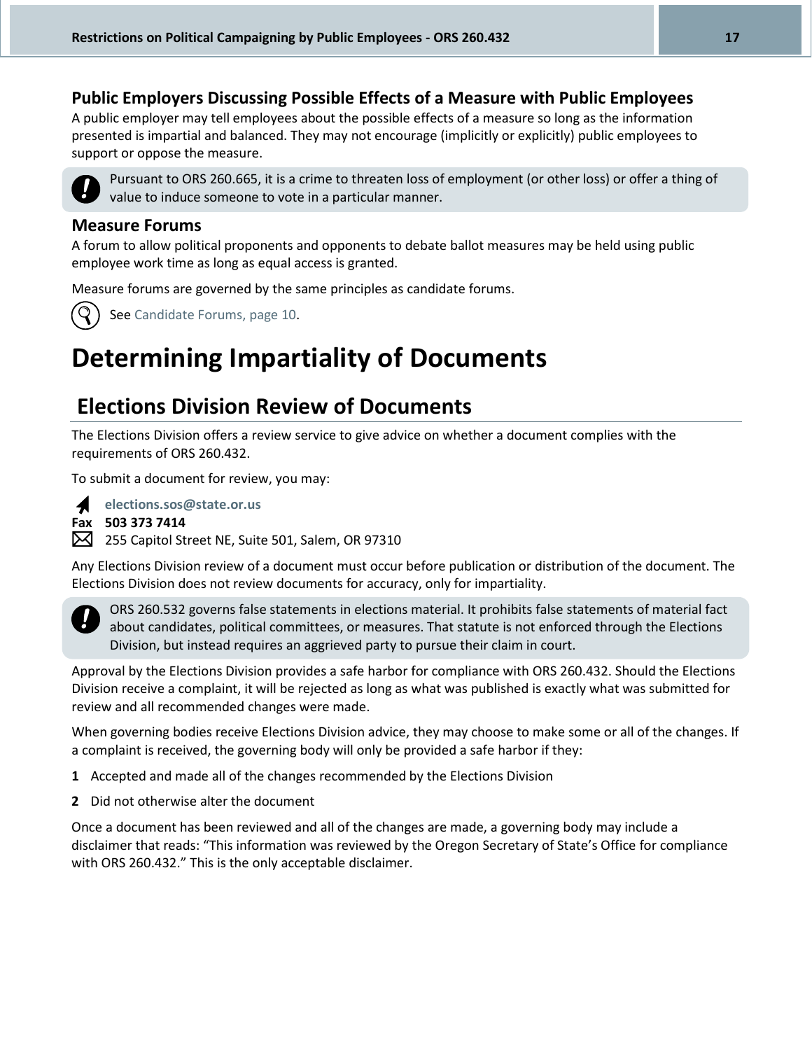### Public Employers Discussing Possible Effects of a Measure with Public Employees

A public employer may tell employees about the possible effects of a measure so long as the information presented is impartial and balanced. They may not encourage (implicitly or explicitly) public employees to support or oppose the measure.

> Pursuant to ORS 260.665, it is a crime to threaten loss of employment (or other loss) or offer a thing of value to induce someone to vote in a particular manner.

### Measure Forums

A forum to allow political proponents and opponents to debate ballot measures may be held using public employee work time as long as equal access is granted.

Measure forums are governed by the same principles as candidate forums.

See Candidate Forums, page 10.

# Determining Impartiality of Documents

## Elections Division Review of Documents

The Elections Division offers a review service to give advice on whether a document complies with the requirements of ORS 260.432.

To submit a document for review, you may:

**elections.sos@state.or.us**
**Fax 503 373 7414**
255 Capitol Street NE, Suite 501, Salem, OR 97310

Any Elections Division review of a document must occur before publication or distribution of the document. The Elections Division does not review documents for accuracy, only for impartiality.

> ORS 260.532 governs false statements in elections material. It prohibits false statements of material fact about candidates, political committees, or measures. That statute is not enforced through the Elections Division, but instead requires an aggrieved party to pursue their claim in court.

Approval by the Elections Division provides a safe harbor for compliance with ORS 260.432. Should the Elections Division receive a complaint, it will be rejected as long as what was published is exactly what was submitted for review and all recommended changes were made.

When governing bodies receive Elections Division advice, they may choose to make some or all of the changes. If a complaint is received, the governing body will only be provided a safe harbor if they:

1. Accepted and made all of the changes recommended by the Elections Division
2. Did not otherwise alter the document

Once a document has been reviewed and all of the changes are made, a governing body may include a disclaimer that reads: "This information was reviewed by the Oregon Secretary of State's Office for compliance with ORS 260.432." This is the only acceptable disclaimer.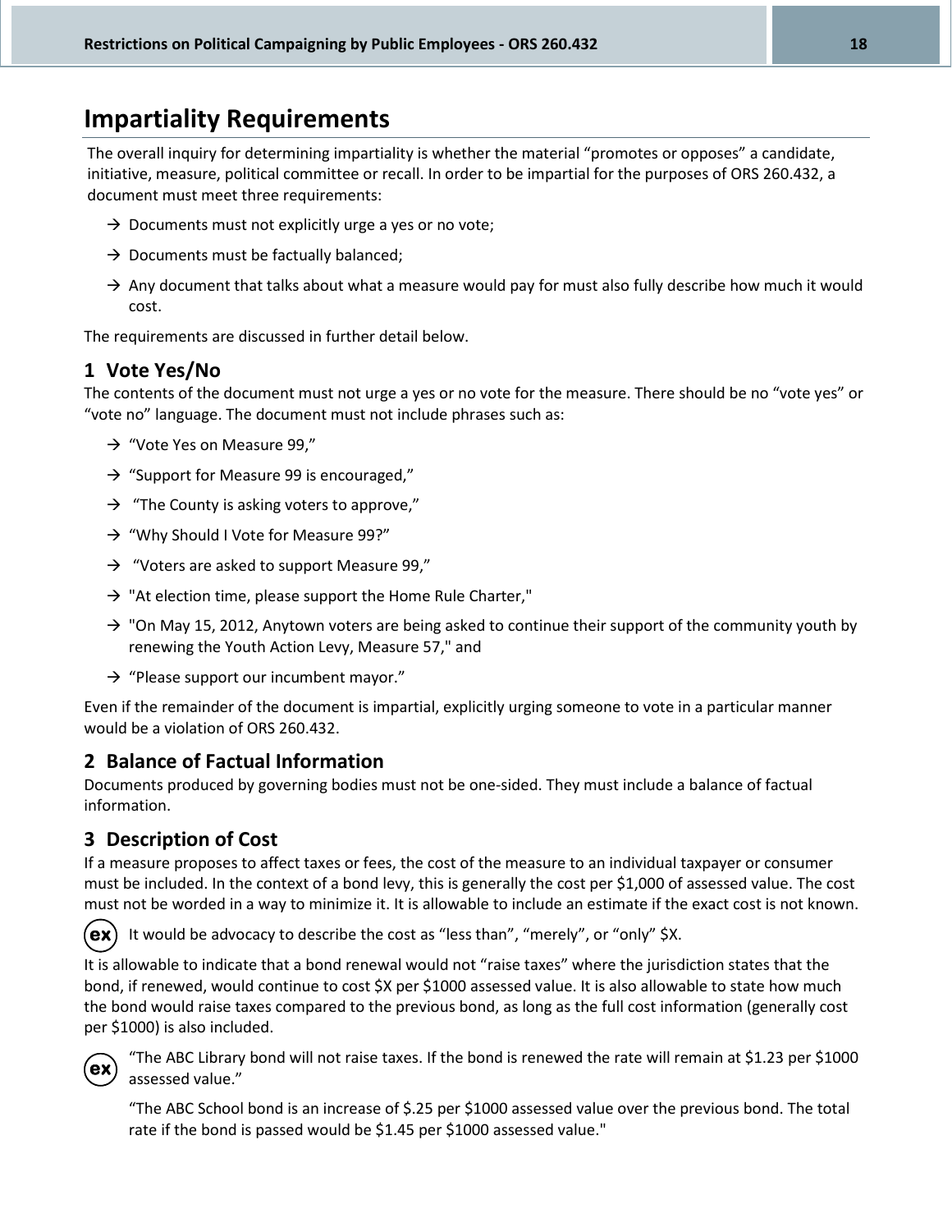# Impartiality Requirements

The overall inquiry for determining impartiality is whether the material "promotes or opposes" a candidate, initiative, measure, political committee or recall. In order to be impartial for the purposes of ORS 260.432, a document must meet three requirements:

- → Documents must not explicitly urge a yes or no vote;
- → Documents must be factually balanced;
- → Any document that talks about what a measure would pay for must also fully describe how much it would cost.

The requirements are discussed in further detail below.

## 1 Vote Yes/No

The contents of the document must not urge a yes or no vote for the measure. There should be no "vote yes" or "vote no" language. The document must not include phrases such as:

- → "Vote Yes on Measure 99,"
- → "Support for Measure 99 is encouraged,"
- → "The County is asking voters to approve,"
- → "Why Should I Vote for Measure 99?"
- → "Voters are asked to support Measure 99,"
- → "At election time, please support the Home Rule Charter,"
- → "On May 15, 2012, Anytown voters are being asked to continue their support of the community youth by renewing the Youth Action Levy, Measure 57," and
- → "Please support our incumbent mayor."

Even if the remainder of the document is impartial, explicitly urging someone to vote in a particular manner would be a violation of ORS 260.432.

## 2 Balance of Factual Information

Documents produced by governing bodies must not be one-sided. They must include a balance of factual information.

## 3 Description of Cost

If a measure proposes to affect taxes or fees, the cost of the measure to an individual taxpayer or consumer must be included. In the context of a bond levy, this is generally the cost per $1,000 of assessed value. The cost must not be worded in a way to minimize it. It is allowable to include an estimate if the exact cost is not known.

(ex) It would be advocacy to describe the cost as "less than", "merely", or "only" $X.

It is allowable to indicate that a bond renewal would not "raise taxes" where the jurisdiction states that the bond, if renewed, would continue to cost $X per $1000 assessed value. It is also allowable to state how much the bond would raise taxes compared to the previous bond, as long as the full cost information (generally cost per $1000) is also included.

(ex) "The ABC Library bond will not raise taxes. If the bond is renewed the rate will remain at $1.23 per $1000 assessed value."

"The ABC School bond is an increase of $.25 per $1000 assessed value over the previous bond. The total rate if the bond is passed would be $1.45 per $1000 assessed value."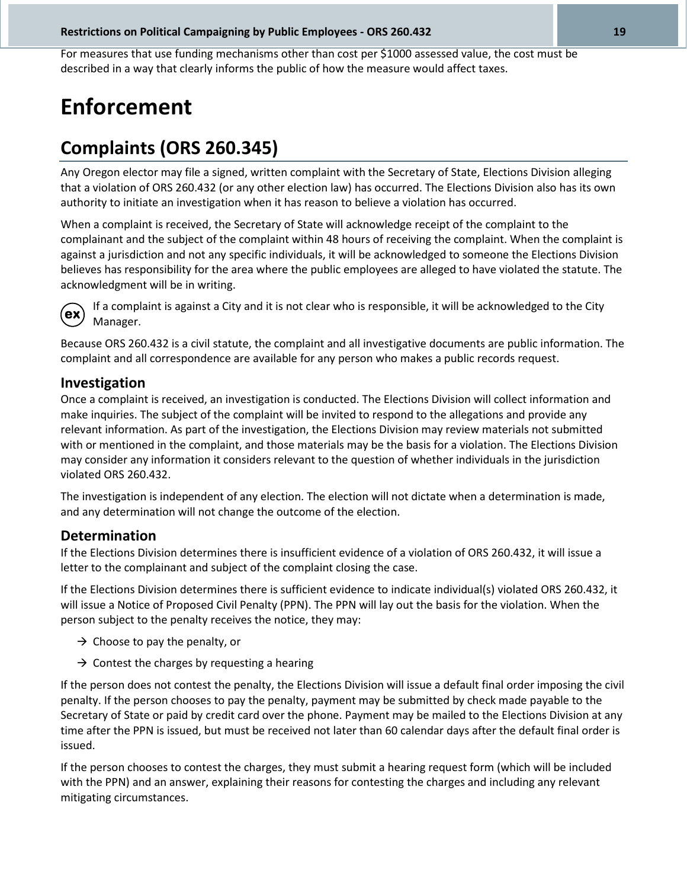For measures that use funding mechanisms other than cost per $1000 assessed value, the cost must be described in a way that clearly informs the public of how the measure would affect taxes.

# Enforcement

## Complaints (ORS 260.345)

Any Oregon elector may file a signed, written complaint with the Secretary of State, Elections Division alleging that a violation of ORS 260.432 (or any other election law) has occurred. The Elections Division also has its own authority to initiate an investigation when it has reason to believe a violation has occurred.

When a complaint is received, the Secretary of State will acknowledge receipt of the complaint to the complainant and the subject of the complaint within 48 hours of receiving the complaint. When the complaint is against a jurisdiction and not any specific individuals, it will be acknowledged to someone the Elections Division believes has responsibility for the area where the public employees are alleged to have violated the statute. The acknowledgment will be in writing.

(ex) If a complaint is against a City and it is not clear who is responsible, it will be acknowledged to the City Manager.

Because ORS 260.432 is a civil statute, the complaint and all investigative documents are public information. The complaint and all correspondence are available for any person who makes a public records request.

### Investigation

Once a complaint is received, an investigation is conducted. The Elections Division will collect information and make inquiries. The subject of the complaint will be invited to respond to the allegations and provide any relevant information. As part of the investigation, the Elections Division may review materials not submitted with or mentioned in the complaint, and those materials may be the basis for a violation. The Elections Division may consider any information it considers relevant to the question of whether individuals in the jurisdiction violated ORS 260.432.

The investigation is independent of any election. The election will not dictate when a determination is made, and any determination will not change the outcome of the election.

### Determination

If the Elections Division determines there is insufficient evidence of a violation of ORS 260.432, it will issue a letter to the complainant and subject of the complaint closing the case.

If the Elections Division determines there is sufficient evidence to indicate individual(s) violated ORS 260.432, it will issue a Notice of Proposed Civil Penalty (PPN). The PPN will lay out the basis for the violation. When the person subject to the penalty receives the notice, they may:

- → Choose to pay the penalty, or
- → Contest the charges by requesting a hearing

If the person does not contest the penalty, the Elections Division will issue a default final order imposing the civil penalty. If the person chooses to pay the penalty, payment may be submitted by check made payable to the Secretary of State or paid by credit card over the phone. Payment may be mailed to the Elections Division at any time after the PPN is issued, but must be received not later than 60 calendar days after the default final order is issued.

If the person chooses to contest the charges, they must submit a hearing request form (which will be included with the PPN) and an answer, explaining their reasons for contesting the charges and including any relevant mitigating circumstances.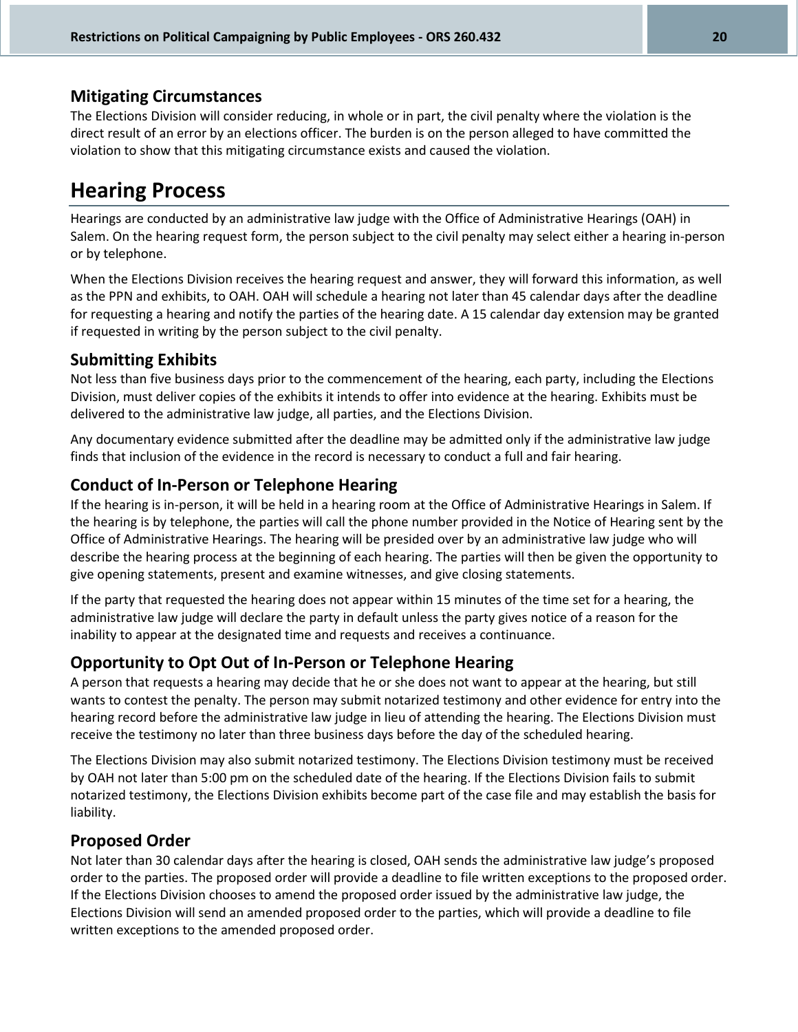### Mitigating Circumstances

The Elections Division will consider reducing, in whole or in part, the civil penalty where the violation is the direct result of an error by an elections officer. The burden is on the person alleged to have committed the violation to show that this mitigating circumstance exists and caused the violation.

## Hearing Process

Hearings are conducted by an administrative law judge with the Office of Administrative Hearings (OAH) in Salem. On the hearing request form, the person subject to the civil penalty may select either a hearing in-person or by telephone.

When the Elections Division receives the hearing request and answer, they will forward this information, as well as the PPN and exhibits, to OAH. OAH will schedule a hearing not later than 45 calendar days after the deadline for requesting a hearing and notify the parties of the hearing date. A 15 calendar day extension may be granted if requested in writing by the person subject to the civil penalty.

### Submitting Exhibits

Not less than five business days prior to the commencement of the hearing, each party, including the Elections Division, must deliver copies of the exhibits it intends to offer into evidence at the hearing. Exhibits must be delivered to the administrative law judge, all parties, and the Elections Division.

Any documentary evidence submitted after the deadline may be admitted only if the administrative law judge finds that inclusion of the evidence in the record is necessary to conduct a full and fair hearing.

### Conduct of In-Person or Telephone Hearing

If the hearing is in-person, it will be held in a hearing room at the Office of Administrative Hearings in Salem. If the hearing is by telephone, the parties will call the phone number provided in the Notice of Hearing sent by the Office of Administrative Hearings. The hearing will be presided over by an administrative law judge who will describe the hearing process at the beginning of each hearing. The parties will then be given the opportunity to give opening statements, present and examine witnesses, and give closing statements.

If the party that requested the hearing does not appear within 15 minutes of the time set for a hearing, the administrative law judge will declare the party in default unless the party gives notice of a reason for the inability to appear at the designated time and requests and receives a continuance.

### Opportunity to Opt Out of In-Person or Telephone Hearing

A person that requests a hearing may decide that he or she does not want to appear at the hearing, but still wants to contest the penalty. The person may submit notarized testimony and other evidence for entry into the hearing record before the administrative law judge in lieu of attending the hearing. The Elections Division must receive the testimony no later than three business days before the day of the scheduled hearing.

The Elections Division may also submit notarized testimony. The Elections Division testimony must be received by OAH not later than 5:00 pm on the scheduled date of the hearing. If the Elections Division fails to submit notarized testimony, the Elections Division exhibits become part of the case file and may establish the basis for liability.

### Proposed Order

Not later than 30 calendar days after the hearing is closed, OAH sends the administrative law judge's proposed order to the parties. The proposed order will provide a deadline to file written exceptions to the proposed order. If the Elections Division chooses to amend the proposed order issued by the administrative law judge, the Elections Division will send an amended proposed order to the parties, which will provide a deadline to file written exceptions to the amended proposed order.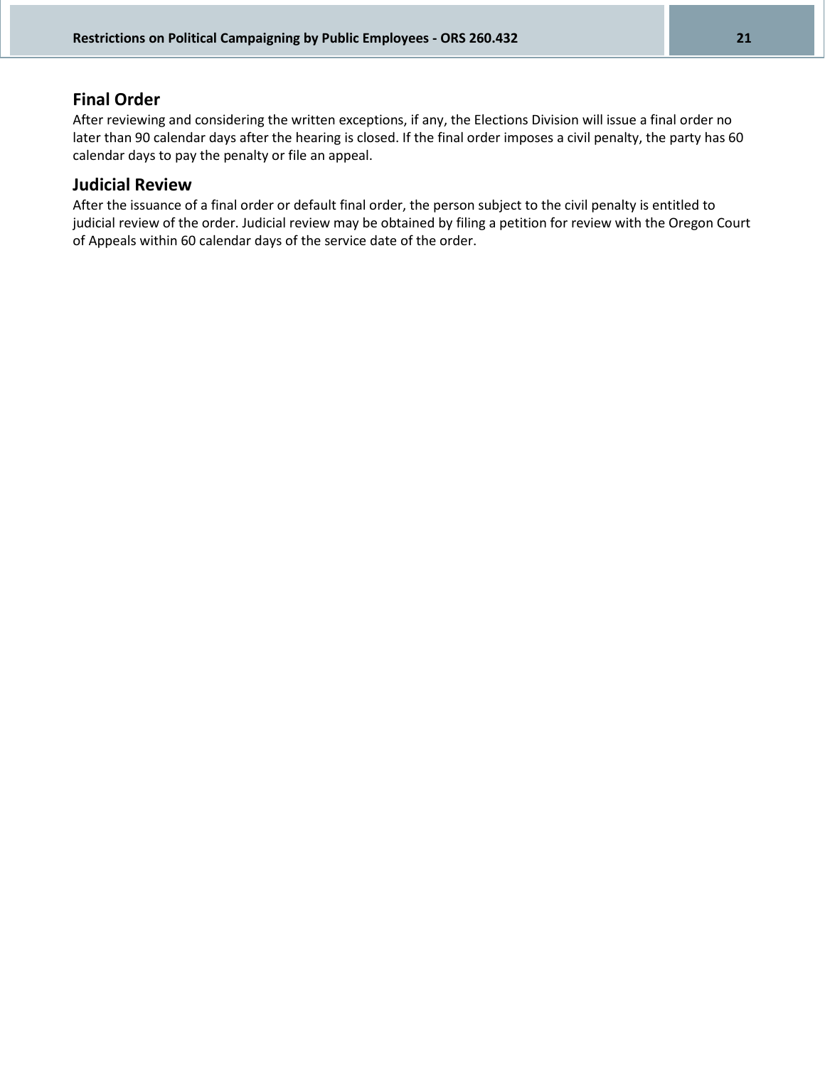## Final Order

After reviewing and considering the written exceptions, if any, the Elections Division will issue a final order no later than 90 calendar days after the hearing is closed. If the final order imposes a civil penalty, the party has 60 calendar days to pay the penalty or file an appeal.

## Judicial Review

After the issuance of a final order or default final order, the person subject to the civil penalty is entitled to judicial review of the order. Judicial review may be obtained by filing a petition for review with the Oregon Court of Appeals within 60 calendar days of the service date of the order.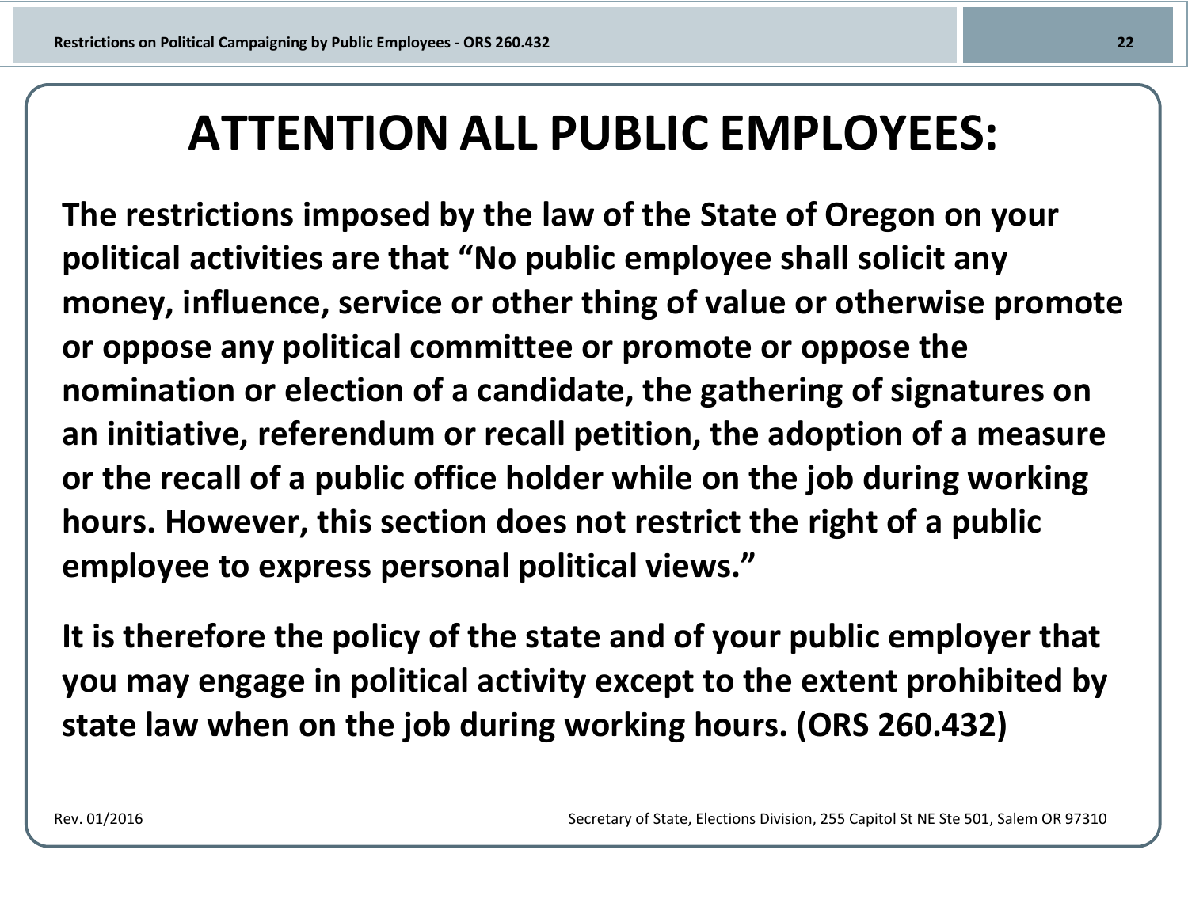# ATTENTION ALL PUBLIC EMPLOYEES:

**The restrictions imposed by the law of the State of Oregon on your political activities are that "No public employee shall solicit any money, influence, service or other thing of value or otherwise promote or oppose any political committee or promote or oppose the nomination or election of a candidate, the gathering of signatures on an initiative, referendum or recall petition, the adoption of a measure or the recall of a public office holder while on the job during working hours. However, this section does not restrict the right of a public employee to express personal political views."**

**It is therefore the policy of the state and of your public employer that you may engage in political activity except to the extent prohibited by state law when on the job during working hours. (ORS 260.432)**

Rev. 01/2016

Secretary of State, Elections Division, 255 Capitol St NE Ste 501, Salem OR 97310